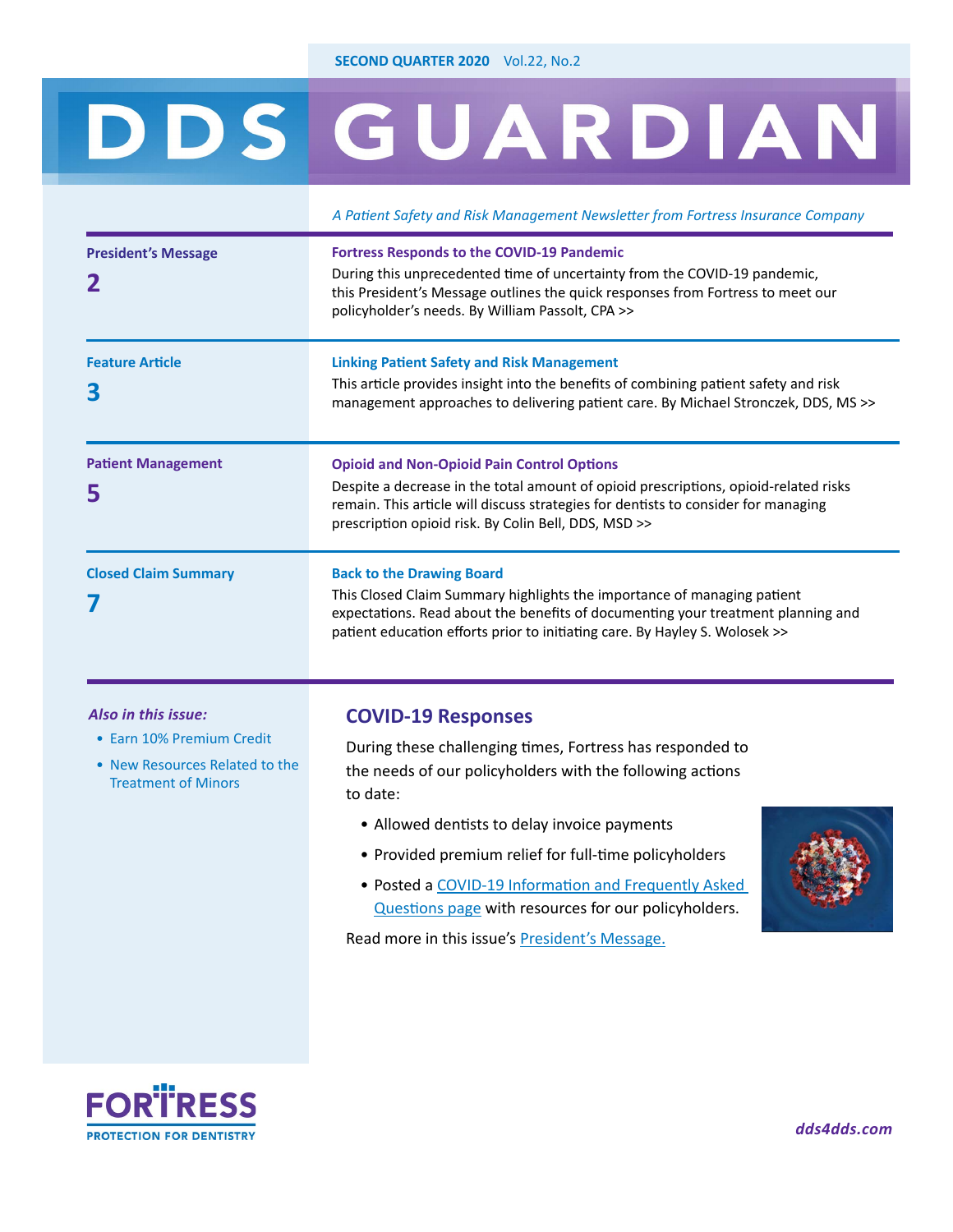SECOND QUARTER 2020 Vol.22, No.2

# DDS GUARDIAN

*A Patient Safety and Risk Management Newsletter from Fortress Insurance Company*

**President's Message**
**2**

### Fortress Responds to the COVID-19 Pandemic

During this unprecedented time of uncertainty from the COVID-19 pandemic, this President's Message outlines the quick responses from Fortress to meet our policyholder's needs. By William Passolt, CPA >>

**Feature Article**
**3**

### Linking Patient Safety and Risk Management

This article provides insight into the benefits of combining patient safety and risk management approaches to delivering patient care. By Michael Stronczek, DDS, MS >>

**Patient Management**
**5**

### Opioid and Non-Opioid Pain Control Options

Despite a decrease in the total amount of opioid prescriptions, opioid-related risks remain. This article will discuss strategies for dentists to consider for managing prescription opioid risk. By Colin Bell, DDS, MSD >>

**Closed Claim Summary**
**7**

### Back to the Drawing Board

This Closed Claim Summary highlights the importance of managing patient expectations. Read about the benefits of documenting your treatment planning and patient education efforts prior to initiating care. By Hayley S. Wolosek >>

***Also in this issue:***

- Earn 10% Premium Credit
- New Resources Related to the Treatment of Minors

## COVID-19 Responses

During these challenging times, Fortress has responded to the needs of our policyholders with the following actions to date:

- Allowed dentists to delay invoice payments
- Provided premium relief for full-time policyholders
- Posted a COVID-19 Information and Frequently Asked Questions page with resources for our policyholders.

Read more in this issue's President's Message.

FORTRESS
PROTECTION FOR DENTISTRY

*dds4dds.com*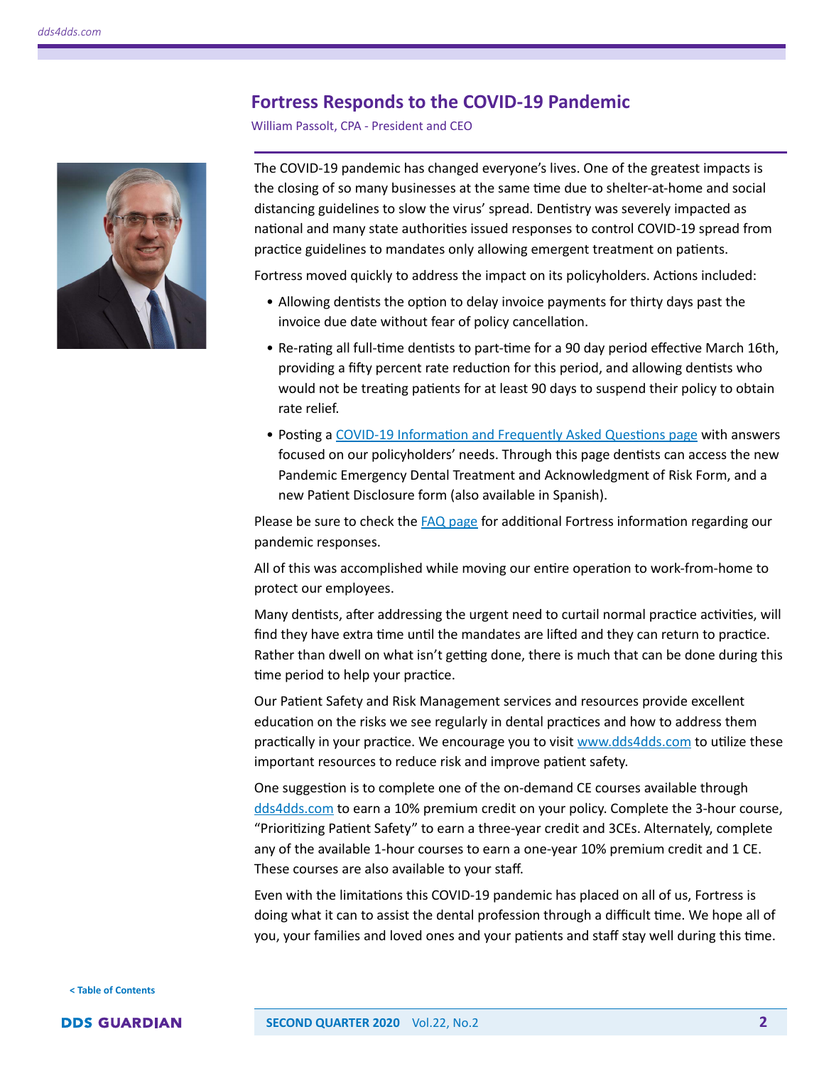# Fortress Responds to the COVID-19 Pandemic

William Passolt, CPA - President and CEO

The COVID-19 pandemic has changed everyone's lives. One of the greatest impacts is the closing of so many businesses at the same time due to shelter-at-home and social distancing guidelines to slow the virus' spread. Dentistry was severely impacted as national and many state authorities issued responses to control COVID-19 spread from practice guidelines to mandates only allowing emergent treatment on patients.

Fortress moved quickly to address the impact on its policyholders. Actions included:

- Allowing dentists the option to delay invoice payments for thirty days past the invoice due date without fear of policy cancellation.
- Re-rating all full-time dentists to part-time for a 90 day period effective March 16th, providing a fifty percent rate reduction for this period, and allowing dentists who would not be treating patients for at least 90 days to suspend their policy to obtain rate relief.
- Posting a [COVID-19 Information and Frequently Asked Questions page](#) with answers focused on our policyholders' needs. Through this page dentists can access the new Pandemic Emergency Dental Treatment and Acknowledgment of Risk Form, and a new Patient Disclosure form (also available in Spanish).

Please be sure to check the [FAQ page](#) for additional Fortress information regarding our pandemic responses.

All of this was accomplished while moving our entire operation to work-from-home to protect our employees.

Many dentists, after addressing the urgent need to curtail normal practice activities, will find they have extra time until the mandates are lifted and they can return to practice. Rather than dwell on what isn't getting done, there is much that can be done during this time period to help your practice.

Our Patient Safety and Risk Management services and resources provide excellent education on the risks we see regularly in dental practices and how to address them practically in your practice. We encourage you to visit [www.dds4dds.com](http://www.dds4dds.com) to utilize these important resources to reduce risk and improve patient safety.

One suggestion is to complete one of the on-demand CE courses available through [dds4dds.com](http://dds4dds.com) to earn a 10% premium credit on your policy. Complete the 3-hour course, "Prioritizing Patient Safety" to earn a three-year credit and 3CEs. Alternately, complete any of the available 1-hour courses to earn a one-year 10% premium credit and 1 CE. These courses are also available to your staff.

Even with the limitations this COVID-19 pandemic has placed on all of us, Fortress is doing what it can to assist the dental profession through a difficult time. We hope all of you, your families and loved ones and your patients and staff stay well during this time.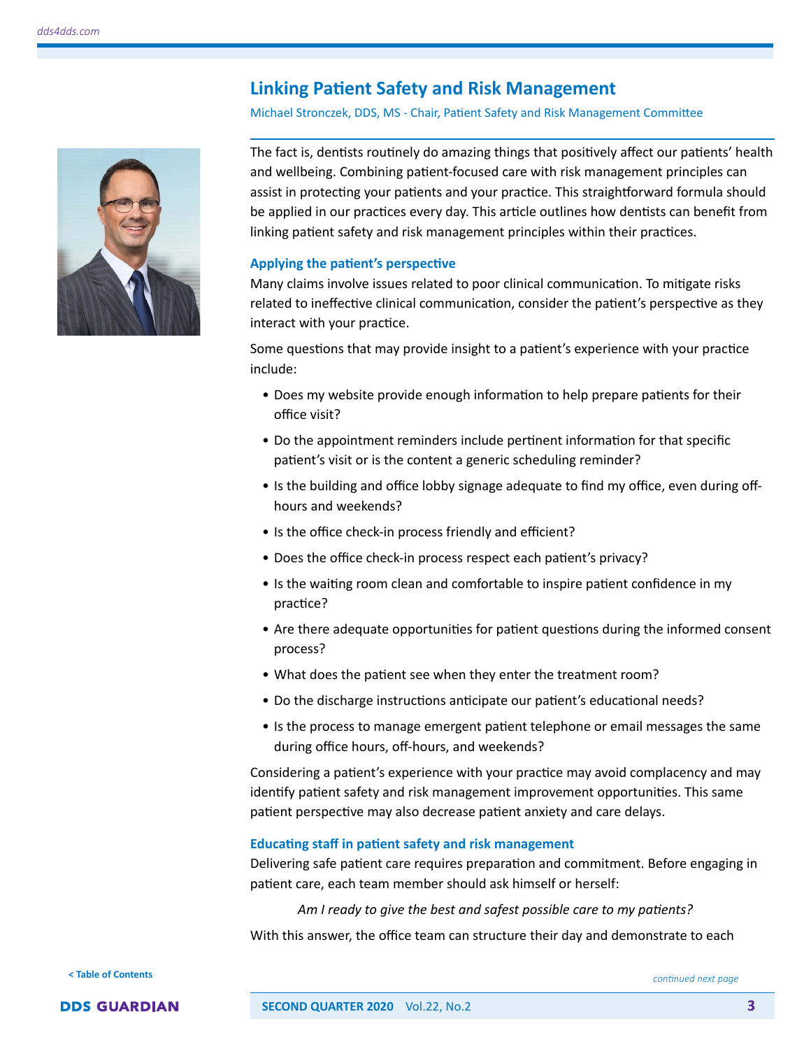## Linking Patient Safety and Risk Management

Michael Stronczek, DDS, MS - Chair, Patient Safety and Risk Management Committee

The fact is, dentists routinely do amazing things that positively affect our patients' health and wellbeing. Combining patient-focused care with risk management principles can assist in protecting your patients and your practice. This straightforward formula should be applied in our practices every day. This article outlines how dentists can benefit from linking patient safety and risk management principles within their practices.

### Applying the patient's perspective

Many claims involve issues related to poor clinical communication. To mitigate risks related to ineffective clinical communication, consider the patient's perspective as they interact with your practice.

Some questions that may provide insight to a patient's experience with your practice include:

- Does my website provide enough information to help prepare patients for their office visit?
- Do the appointment reminders include pertinent information for that specific patient's visit or is the content a generic scheduling reminder?
- Is the building and office lobby signage adequate to find my office, even during off-hours and weekends?
- Is the office check-in process friendly and efficient?
- Does the office check-in process respect each patient's privacy?
- Is the waiting room clean and comfortable to inspire patient confidence in my practice?
- Are there adequate opportunities for patient questions during the informed consent process?
- What does the patient see when they enter the treatment room?
- Do the discharge instructions anticipate our patient's educational needs?
- Is the process to manage emergent patient telephone or email messages the same during office hours, off-hours, and weekends?

Considering a patient's experience with your practice may avoid complacency and may identify patient safety and risk management improvement opportunities. This same patient perspective may also decrease patient anxiety and care delays.

### Educating staff in patient safety and risk management

Delivering safe patient care requires preparation and commitment. Before engaging in patient care, each team member should ask himself or herself:

*Am I ready to give the best and safest possible care to my patients?*

With this answer, the office team can structure their day and demonstrate to each

*continued next page*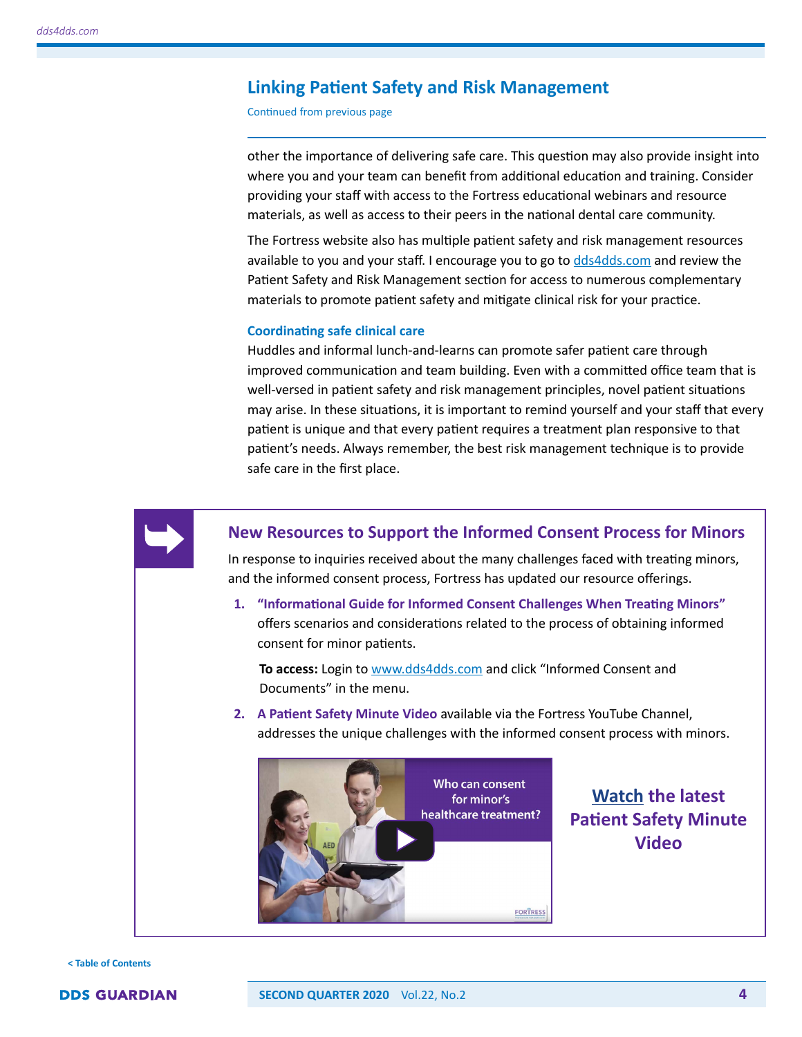## Linking Patient Safety and Risk Management

Continued from previous page

other the importance of delivering safe care. This question may also provide insight into where you and your team can benefit from additional education and training. Consider providing your staff with access to the Fortress educational webinars and resource materials, as well as access to their peers in the national dental care community.

The Fortress website also has multiple patient safety and risk management resources available to you and your staff. I encourage you to go to dds4dds.com and review the Patient Safety and Risk Management section for access to numerous complementary materials to promote patient safety and mitigate clinical risk for your practice.

### Coordinating safe clinical care

Huddles and informal lunch-and-learns can promote safer patient care through improved communication and team building. Even with a committed office team that is well-versed in patient safety and risk management principles, novel patient situations may arise. In these situations, it is important to remind yourself and your staff that every patient is unique and that every patient requires a treatment plan responsive to that patient's needs. Always remember, the best risk management technique is to provide safe care in the first place.

## New Resources to Support the Informed Consent Process for Minors

In response to inquiries received about the many challenges faced with treating minors, and the informed consent process, Fortress has updated our resource offerings.

1. **"Informational Guide for Informed Consent Challenges When Treating Minors"** offers scenarios and considerations related to the process of obtaining informed consent for minor patients.

   **To access:** Login to www.dds4dds.com and click "Informed Consent and Documents" in the menu.

2. **A Patient Safety Minute Video** available via the Fortress YouTube Channel, addresses the unique challenges with the informed consent process with minors.

Who can consent for minor's healthcare treatment?

**Watch the latest Patient Safety Minute Video**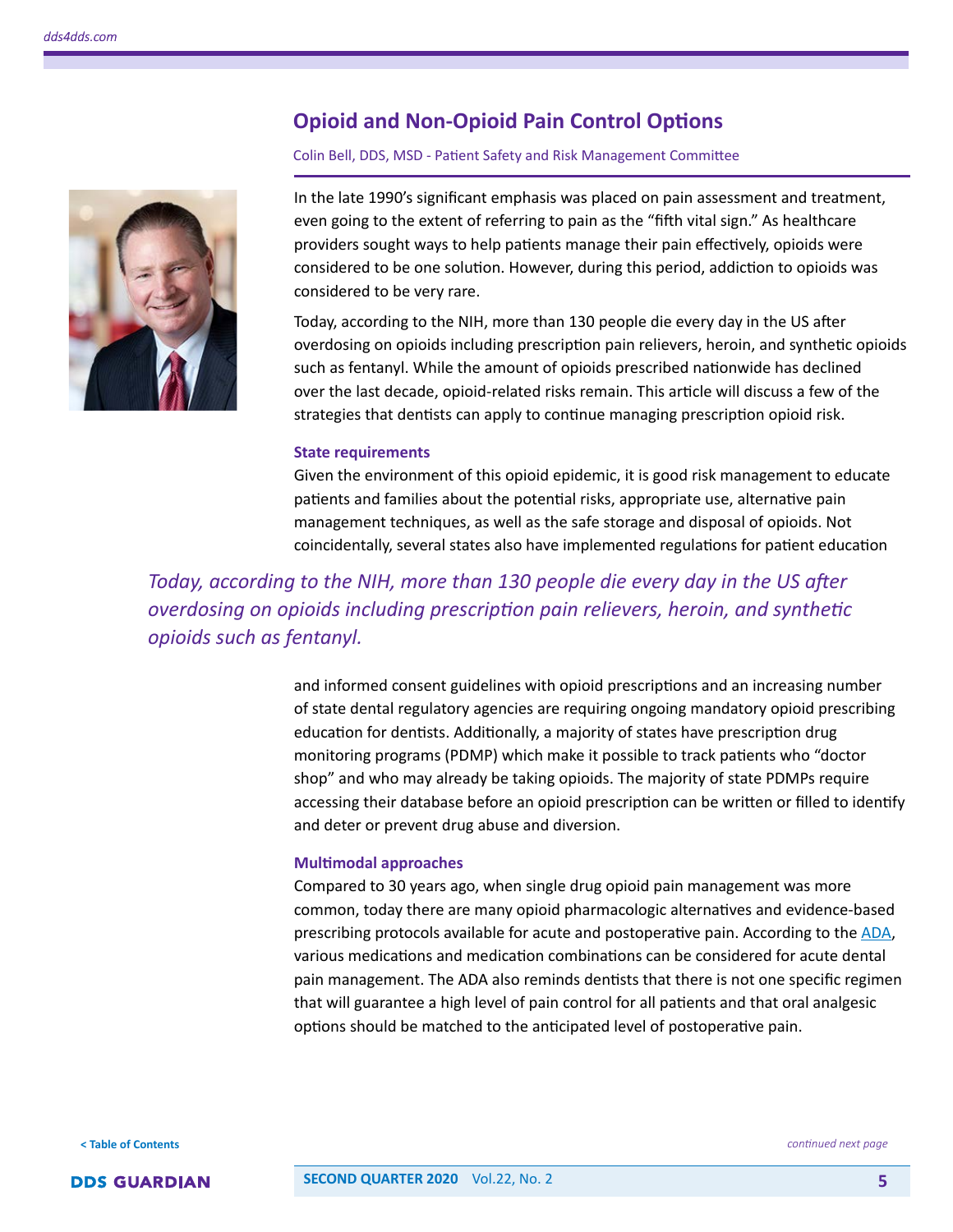## Opioid and Non-Opioid Pain Control Options

Colin Bell, DDS, MSD - Patient Safety and Risk Management Committee

In the late 1990's significant emphasis was placed on pain assessment and treatment, even going to the extent of referring to pain as the "fifth vital sign." As healthcare providers sought ways to help patients manage their pain effectively, opioids were considered to be one solution. However, during this period, addiction to opioids was considered to be very rare.

Today, according to the NIH, more than 130 people die every day in the US after overdosing on opioids including prescription pain relievers, heroin, and synthetic opioids such as fentanyl. While the amount of opioids prescribed nationwide has declined over the last decade, opioid-related risks remain. This article will discuss a few of the strategies that dentists can apply to continue managing prescription opioid risk.

### State requirements

Given the environment of this opioid epidemic, it is good risk management to educate patients and families about the potential risks, appropriate use, alternative pain management techniques, as well as the safe storage and disposal of opioids. Not coincidentally, several states also have implemented regulations for patient education and informed consent guidelines with opioid prescriptions and an increasing number of state dental regulatory agencies are requiring ongoing mandatory opioid prescribing education for dentists. Additionally, a majority of states have prescription drug monitoring programs (PDMP) which make it possible to track patients who "doctor shop" and who may already be taking opioids. The majority of state PDMPs require accessing their database before an opioid prescription can be written or filled to identify and deter or prevent drug abuse and diversion.

*Today, according to the NIH, more than 130 people die every day in the US after overdosing on opioids including prescription pain relievers, heroin, and synthetic opioids such as fentanyl.*

### Multimodal approaches

Compared to 30 years ago, when single drug opioid pain management was more common, today there are many opioid pharmacologic alternatives and evidence-based prescribing protocols available for acute and postoperative pain. According to the ADA, various medications and medication combinations can be considered for acute dental pain management. The ADA also reminds dentists that there is not one specific regimen that will guarantee a high level of pain control for all patients and that oral analgesic options should be matched to the anticipated level of postoperative pain.

*continued next page*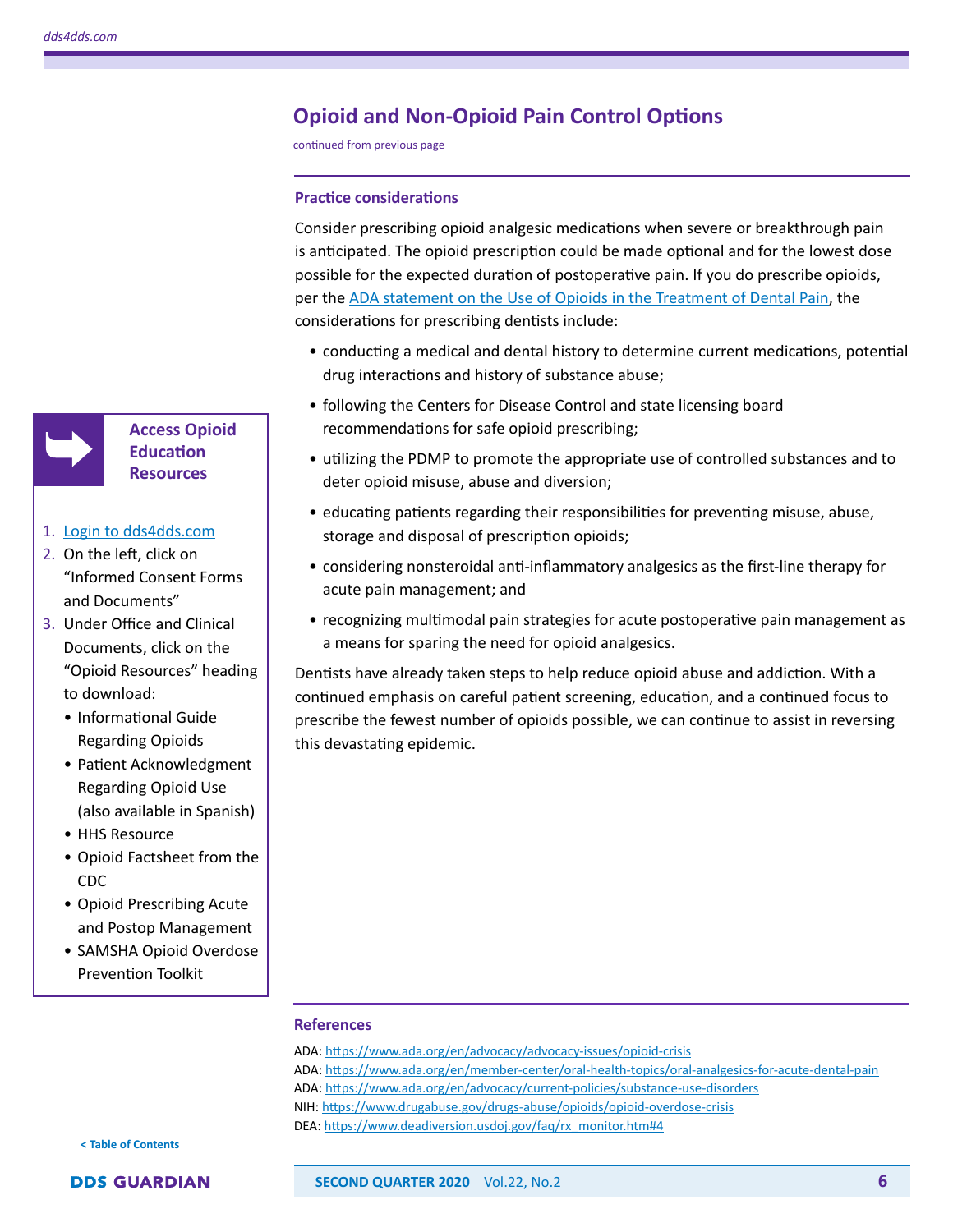## Opioid and Non-Opioid Pain Control Options

continued from previous page

### Practice considerations

Consider prescribing opioid analgesic medications when severe or breakthrough pain is anticipated. The opioid prescription could be made optional and for the lowest dose possible for the expected duration of postoperative pain. If you do prescribe opioids, per the ADA statement on the Use of Opioids in the Treatment of Dental Pain, the considerations for prescribing dentists include:

- conducting a medical and dental history to determine current medications, potential drug interactions and history of substance abuse;
- following the Centers for Disease Control and state licensing board recommendations for safe opioid prescribing;
- utilizing the PDMP to promote the appropriate use of controlled substances and to deter opioid misuse, abuse and diversion;
- educating patients regarding their responsibilities for preventing misuse, abuse, storage and disposal of prescription opioids;
- considering nonsteroidal anti-inflammatory analgesics as the first-line therapy for acute pain management; and
- recognizing multimodal pain strategies for acute postoperative pain management as a means for sparing the need for opioid analgesics.

Dentists have already taken steps to help reduce opioid abuse and addiction. With a continued emphasis on careful patient screening, education, and a continued focus to prescribe the fewest number of opioids possible, we can continue to assist in reversing this devastating epidemic.

### Access Opioid Education Resources

1. Login to dds4dds.com
2. On the left, click on "Informed Consent Forms and Documents"
3. Under Office and Clinical Documents, click on the "Opioid Resources" heading to download:
   - Informational Guide Regarding Opioids
   - Patient Acknowledgment Regarding Opioid Use (also available in Spanish)
   - HHS Resource
   - Opioid Factsheet from the CDC
   - Opioid Prescribing Acute and Postop Management
   - SAMSHA Opioid Overdose Prevention Toolkit

### References

ADA: https://www.ada.org/en/advocacy/advocacy-issues/opioid-crisis

ADA: https://www.ada.org/en/member-center/oral-health-topics/oral-analgesics-for-acute-dental-pain

ADA: https://www.ada.org/en/advocacy/current-policies/substance-use-disorders

NIH: https://www.drugabuse.gov/drugs-abuse/opioids/opioid-overdose-crisis

DEA: https://www.deadiversion.usdoj.gov/faq/rx_monitor.htm#4

< Table of Contents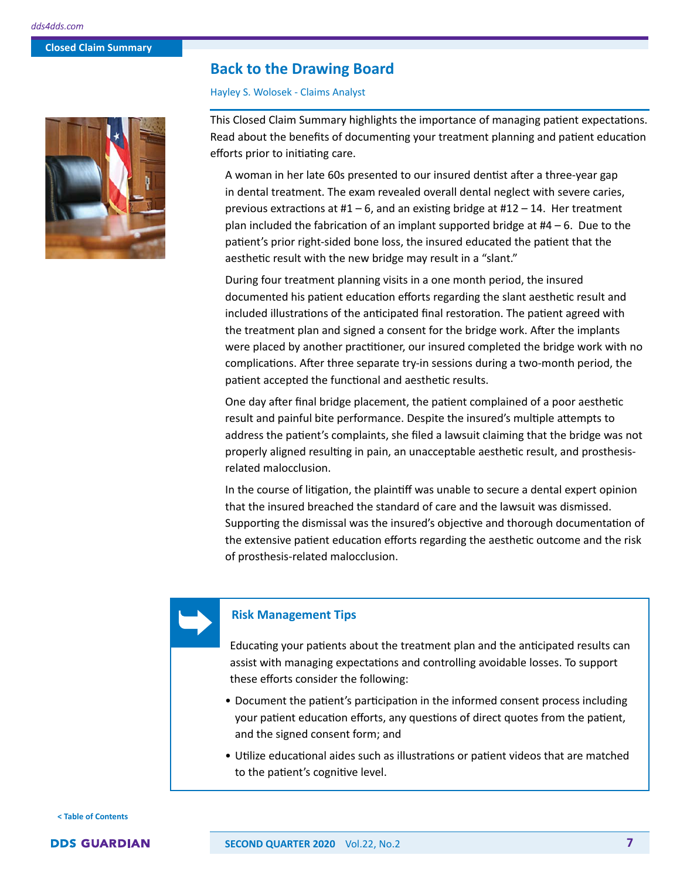Closed Claim Summary

# Back to the Drawing Board

Hayley S. Wolosek - Claims Analyst

This Closed Claim Summary highlights the importance of managing patient expectations. Read about the benefits of documenting your treatment planning and patient education efforts prior to initiating care.

A woman in her late 60s presented to our insured dentist after a three-year gap in dental treatment. The exam revealed overall dental neglect with severe caries, previous extractions at #1 – 6, and an existing bridge at #12 – 14. Her treatment plan included the fabrication of an implant supported bridge at #4 – 6. Due to the patient's prior right-sided bone loss, the insured educated the patient that the aesthetic result with the new bridge may result in a "slant."

During four treatment planning visits in a one month period, the insured documented his patient education efforts regarding the slant aesthetic result and included illustrations of the anticipated final restoration. The patient agreed with the treatment plan and signed a consent for the bridge work. After the implants were placed by another practitioner, our insured completed the bridge work with no complications. After three separate try-in sessions during a two-month period, the patient accepted the functional and aesthetic results.

One day after final bridge placement, the patient complained of a poor aesthetic result and painful bite performance. Despite the insured's multiple attempts to address the patient's complaints, she filed a lawsuit claiming that the bridge was not properly aligned resulting in pain, an unacceptable aesthetic result, and prosthesis-related malocclusion.

In the course of litigation, the plaintiff was unable to secure a dental expert opinion that the insured breached the standard of care and the lawsuit was dismissed. Supporting the dismissal was the insured's objective and thorough documentation of the extensive patient education efforts regarding the aesthetic outcome and the risk of prosthesis-related malocclusion.

## Risk Management Tips

Educating your patients about the treatment plan and the anticipated results can assist with managing expectations and controlling avoidable losses. To support these efforts consider the following:

- Document the patient's participation in the informed consent process including your patient education efforts, any questions of direct quotes from the patient, and the signed consent form; and
- Utilize educational aides such as illustrations or patient videos that are matched to the patient's cognitive level.

< Table of Contents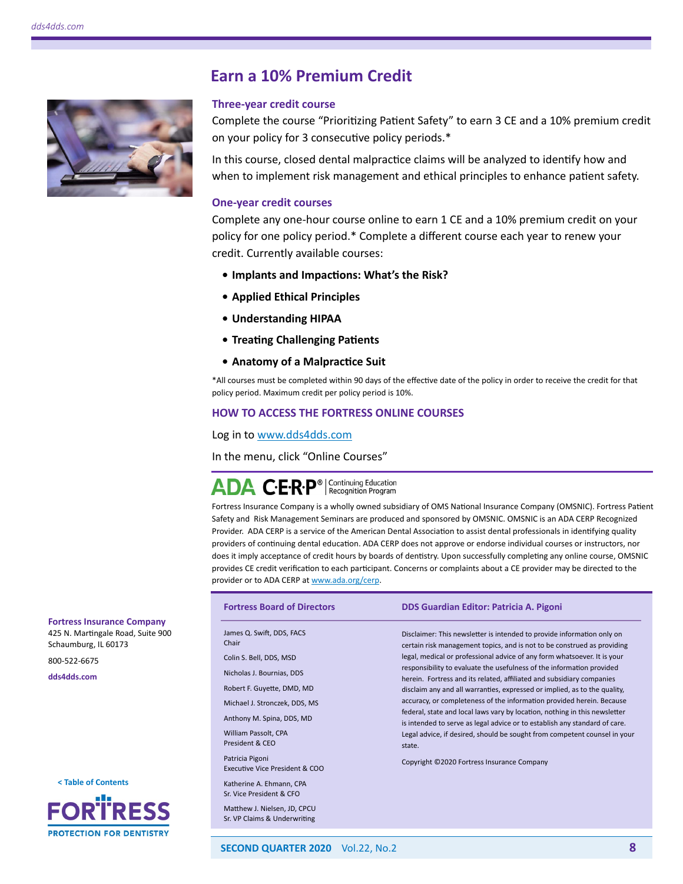# Earn a 10% Premium Credit

### Three-year credit course

Complete the course “Prioritizing Patient Safety” to earn 3 CE and a 10% premium credit on your policy for 3 consecutive policy periods.*

In this course, closed dental malpractice claims will be analyzed to identify how and when to implement risk management and ethical principles to enhance patient safety.

### One-year credit courses

Complete any one-hour course online to earn 1 CE and a 10% premium credit on your policy for one policy period.* Complete a different course each year to renew your credit. Currently available courses:

- **Implants and Impactions: What’s the Risk?**
- **Applied Ethical Principles**
- **Understanding HIPAA**
- **Treating Challenging Patients**
- **Anatomy of a Malpractice Suit**

*All courses must be completed within 90 days of the effective date of the policy in order to receive the credit for that policy period. Maximum credit per policy period is 10%.

### HOW TO ACCESS THE FORTRESS ONLINE COURSES

Log in to www.dds4dds.com

In the menu, click “Online Courses”

ADA C·E·R·P® | Continuing Education Recognition Program

Fortress Insurance Company is a wholly owned subsidiary of OMS National Insurance Company (OMSNIC). Fortress Patient Safety and Risk Management Seminars are produced and sponsored by OMSNIC. OMSNIC is an ADA CERP Recognized Provider. ADA CERP is a service of the American Dental Association to assist dental professionals in identifying quality providers of continuing dental education. ADA CERP does not approve or endorse individual courses or instructors, nor does it imply acceptance of credit hours by boards of dentistry. Upon successfully completing any online course, OMSNIC provides CE credit verification to each participant. Concerns or complaints about a CE provider may be directed to the provider or to ADA CERP at www.ada.org/cerp.

**Fortress Insurance Company**
425 N. Martingale Road, Suite 900
Schaumburg, IL 60173

800-522-6675

**dds4dds.com**

### Fortress Board of Directors

James Q. Swift, DDS, FACS
Chair

Colin S. Bell, DDS, MSD

Nicholas J. Bournias, DDS

Robert F. Guyette, DMD, MD

Michael J. Stronczek, DDS, MS

Anthony M. Spina, DDS, MD

William Passolt, CPA
President & CEO

Patricia Pigoni
Executive Vice President & COO

Katherine A. Ehmann, CPA
Sr. Vice President & CFO

Matthew J. Nielsen, JD, CPCU
Sr. VP Claims & Underwriting

### DDS Guardian Editor: Patricia A. Pigoni

Disclaimer: This newsletter is intended to provide information only on certain risk management topics, and is not to be construed as providing legal, medical or professional advice of any form whatsoever. It is your responsibility to evaluate the usefulness of the information provided herein. Fortress and its related, affiliated and subsidiary companies disclaim any and all warranties, expressed or implied, as to the quality, accuracy, or completeness of the information provided herein. Because federal, state and local laws vary by location, nothing in this newsletter is intended to serve as legal advice or to establish any standard of care. Legal advice, if desired, should be sought from competent counsel in your state.

Copyright ©2020 Fortress Insurance Company

< Table of Contents

FORTRESS
PROTECTION FOR DENTISTRY